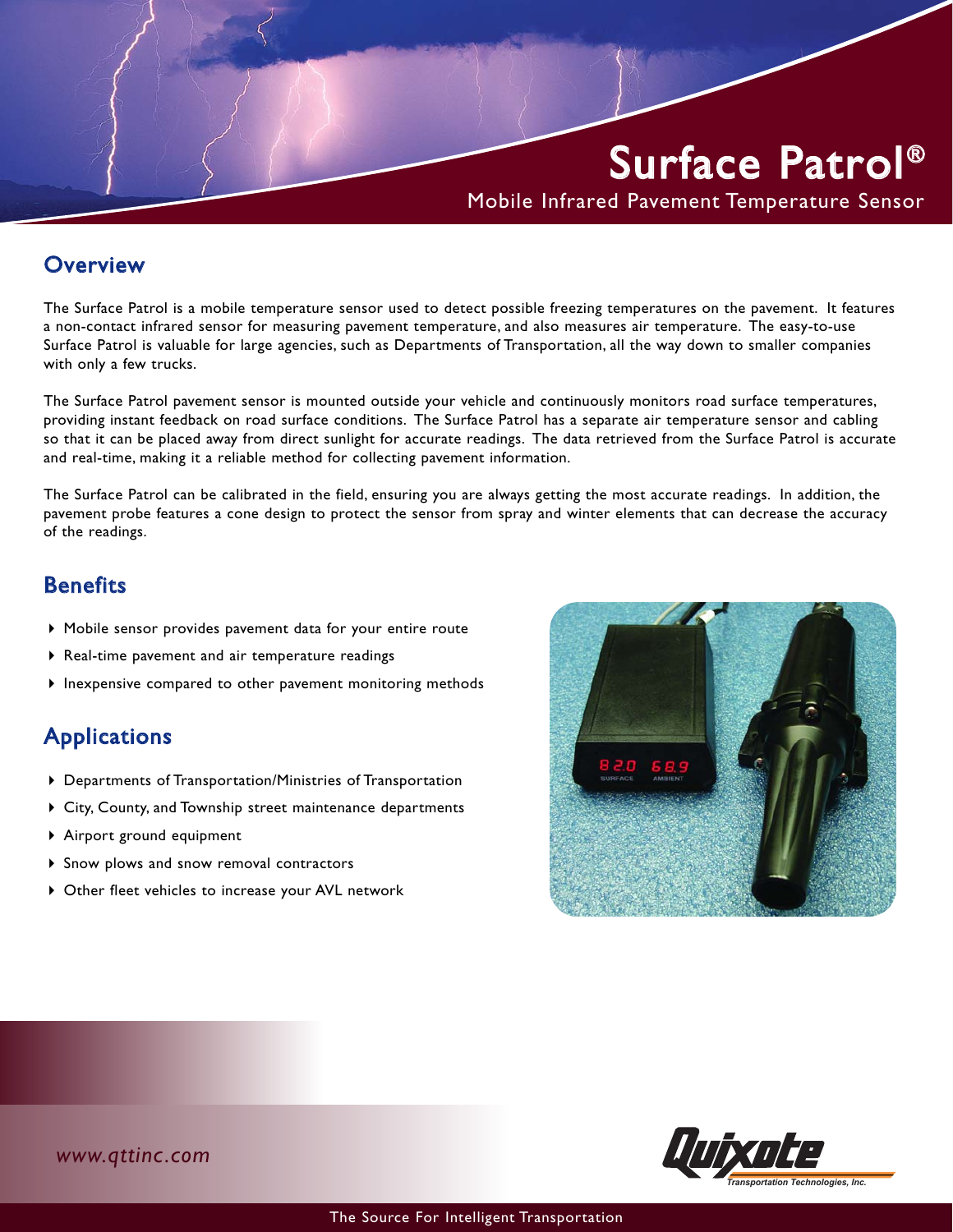# Surface Patrol®

Mobile Infrared Pavement Temperature Sensor

## Overview

The Surface Patrol is a mobile temperature sensor used to detect possible freezing temperatures on the pavement. It features a non-contact infrared sensor for measuring pavement temperature, and also measures air temperature. The easy-to-use Surface Patrol is valuable for large agencies, such as Departments of Transportation, all the way down to smaller companies with only a few trucks.

The Surface Patrol pavement sensor is mounted outside your vehicle and continuously monitors road surface temperatures, providing instant feedback on road surface conditions. The Surface Patrol has a separate air temperature sensor and cabling so that it can be placed away from direct sunlight for accurate readings. The data retrieved from the Surface Patrol is accurate and real-time, making it a reliable method for collecting pavement information.

The Surface Patrol can be calibrated in the field, ensuring you are always getting the most accurate readings. In addition, the pavement probe features a cone design to protect the sensor from spray and winter elements that can decrease the accuracy of the readings.

## Benefits

- Mobile sensor provides pavement data for your entire route
- Real-time pavement and air temperature readings
- Inexpensive compared to other pavement monitoring methods

## Applications

- Departments of Transportation/Ministries of Transportation
- City, County, and Township street maintenance departments
- Airport ground equipment
- Snow plows and snow removal contractors
- Other fleet vehicles to increase your AVL network

*www.qttinc.com*

Quixote Transportation Technologies, Inc.

The Source For Intelligent Transportation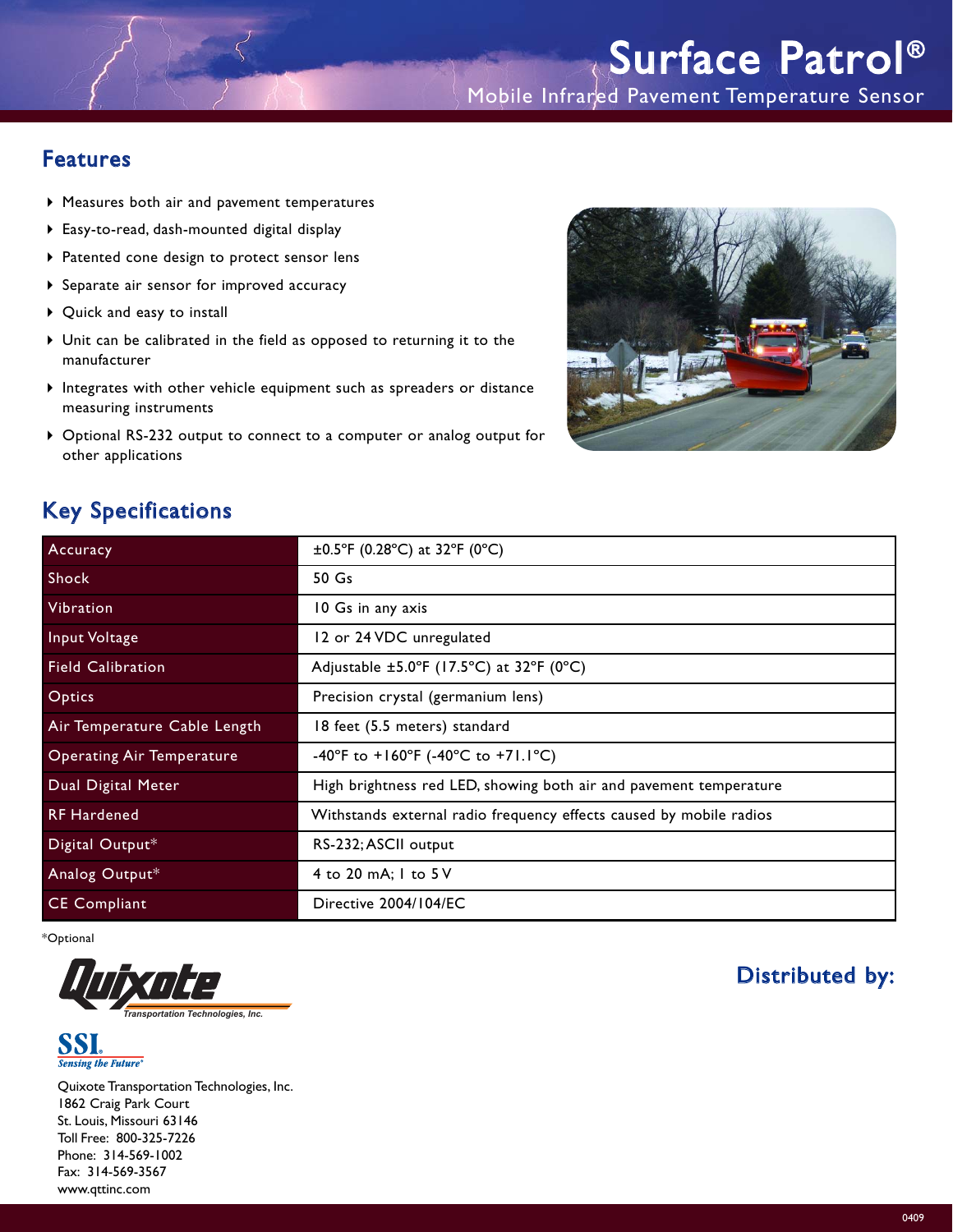# Surface Patrol®

Mobile Infrared Pavement Temperature Sensor

## Features

- Measures both air and pavement temperatures
- Easy-to-read, dash-mounted digital display
- Patented cone design to protect sensor lens
- Separate air sensor for improved accuracy
- Quick and easy to install
- Unit can be calibrated in the field as opposed to returning it to the manufacturer
- Integrates with other vehicle equipment such as spreaders or distance measuring instruments
- Optional RS-232 output to connect to a computer or analog output for other applications

## Key Specifications

| | |
|---|---|
| Accuracy | ±0.5°F (0.28°C) at 32°F (0°C) |
| Shock | 50 Gs |
| Vibration | 10 Gs in any axis |
| Input Voltage | 12 or 24 VDC unregulated |
| Field Calibration | Adjustable ±5.0°F (17.5°C) at 32°F (0°C) |
| Optics | Precision crystal (germanium lens) |
| Air Temperature Cable Length | 18 feet (5.5 meters) standard |
| Operating Air Temperature | -40°F to +160°F (-40°C to +71.1°C) |
| Dual Digital Meter | High brightness red LED, showing both air and pavement temperature |
| RF Hardened | Withstands external radio frequency effects caused by mobile radios |
| Digital Output* | RS-232; ASCII output |
| Analog Output* | 4 to 20 mA; 1 to 5 V |
| CE Compliant | Directive 2004/104/EC |

*Optional

Quixote Transportation Technologies, Inc.

SSI Sensing the Future®

Quixote Transportation Technologies, Inc.
1862 Craig Park Court
St. Louis, Missouri 63146
Toll Free: 800-325-7226
Phone: 314-569-1002
Fax: 314-569-3567
www.qttinc.com

## Distributed by:

0409